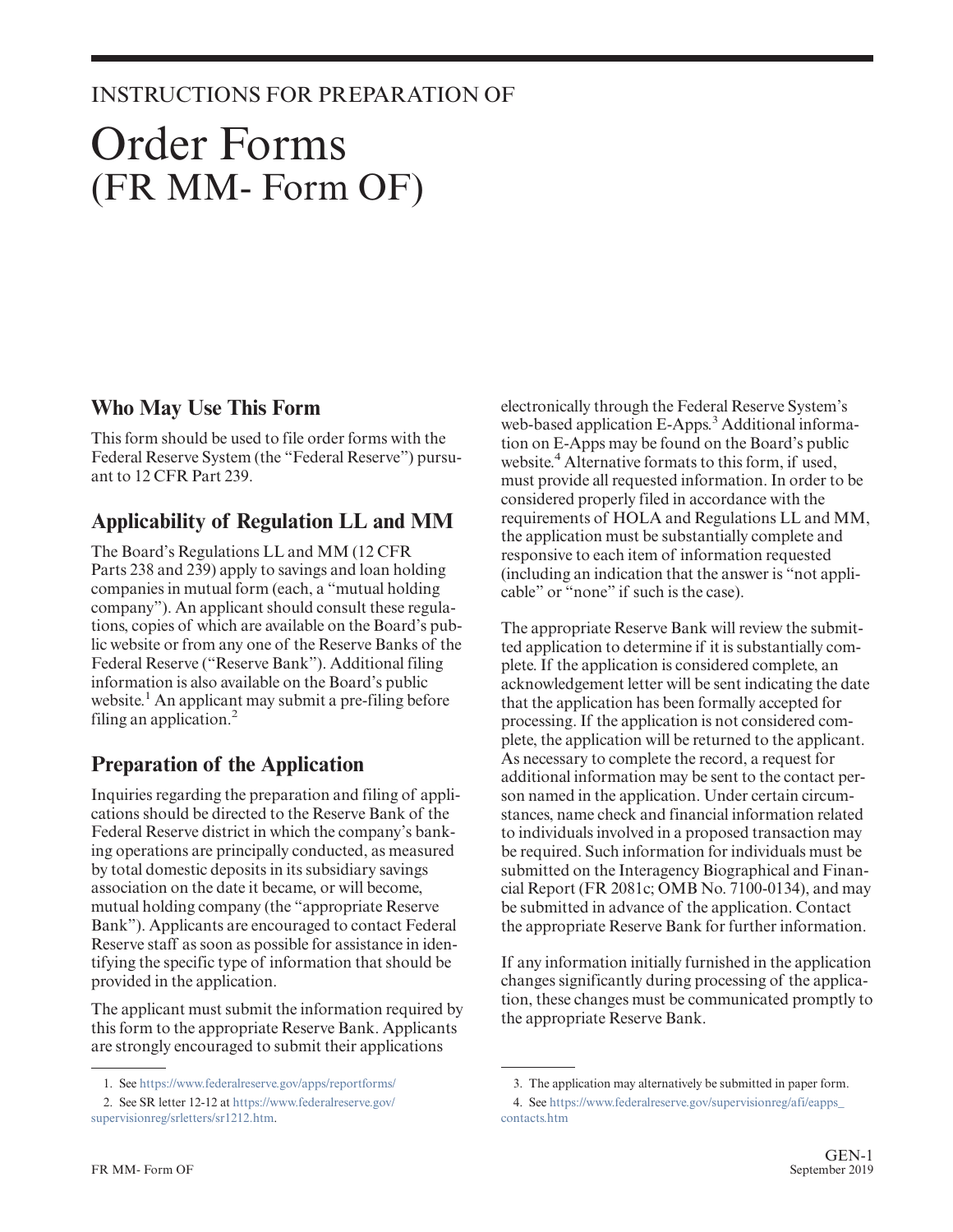INSTRUCTIONS FOR PREPARATION OF

# Order Forms (FR MM- Form OF)

## Who May Use This Form

This form should be used to file order forms with the Federal Reserve System (the "Federal Reserve") pursuant to 12 CFR Part 239.

## Applicability of Regulation LL and MM

The Board's Regulations LL and MM (12 CFR Parts 238 and 239) apply to savings and loan holding companies in mutual form (each, a "mutual holding company"). An applicant should consult these regulations, copies of which are available on the Board's public website or from any one of the Reserve Banks of the Federal Reserve ("Reserve Bank"). Additional filing information is also available on the Board's public website.[1] An applicant may submit a pre-filing before filing an application.[2]

## Preparation of the Application

Inquiries regarding the preparation and filing of applications should be directed to the Reserve Bank of the Federal Reserve district in which the company's banking operations are principally conducted, as measured by total domestic deposits in its subsidiary savings association on the date it became, or will become, mutual holding company (the "appropriate Reserve Bank"). Applicants are encouraged to contact Federal Reserve staff as soon as possible for assistance in identifying the specific type of information that should be provided in the application.

The applicant must submit the information required by this form to the appropriate Reserve Bank. Applicants are strongly encouraged to submit their applications electronically through the Federal Reserve System's web-based application E-Apps.[3] Additional information on E-Apps may be found on the Board's public website.[4] Alternative formats to this form, if used, must provide all requested information. In order to be considered properly filed in accordance with the requirements of HOLA and Regulations LL and MM, the application must be substantially complete and responsive to each item of information requested (including an indication that the answer is "not applicable" or "none" if such is the case).

The appropriate Reserve Bank will review the submitted application to determine if it is substantially complete. If the application is considered complete, an acknowledgement letter will be sent indicating the date that the application has been formally accepted for processing. If the application is not considered complete, the application will be returned to the applicant. As necessary to complete the record, a request for additional information may be sent to the contact person named in the application. Under certain circumstances, name check and financial information related to individuals involved in a proposed transaction may be required. Such information for individuals must be submitted on the Interagency Biographical and Financial Report (FR 2081c; OMB No. 7100-0134), and may be submitted in advance of the application. Contact the appropriate Reserve Bank for further information.

If any information initially furnished in the application changes significantly during processing of the application, these changes must be communicated promptly to the appropriate Reserve Bank.

---

1. See https://www.federalreserve.gov/apps/reportforms/
2. See SR letter 12-12 at https://www.federalreserve.gov/supervisionreg/srletters/sr1212.htm.
3. The application may alternatively be submitted in paper form.
4. See https://www.federalreserve.gov/supervisionreg/afi/eapps_contacts.htm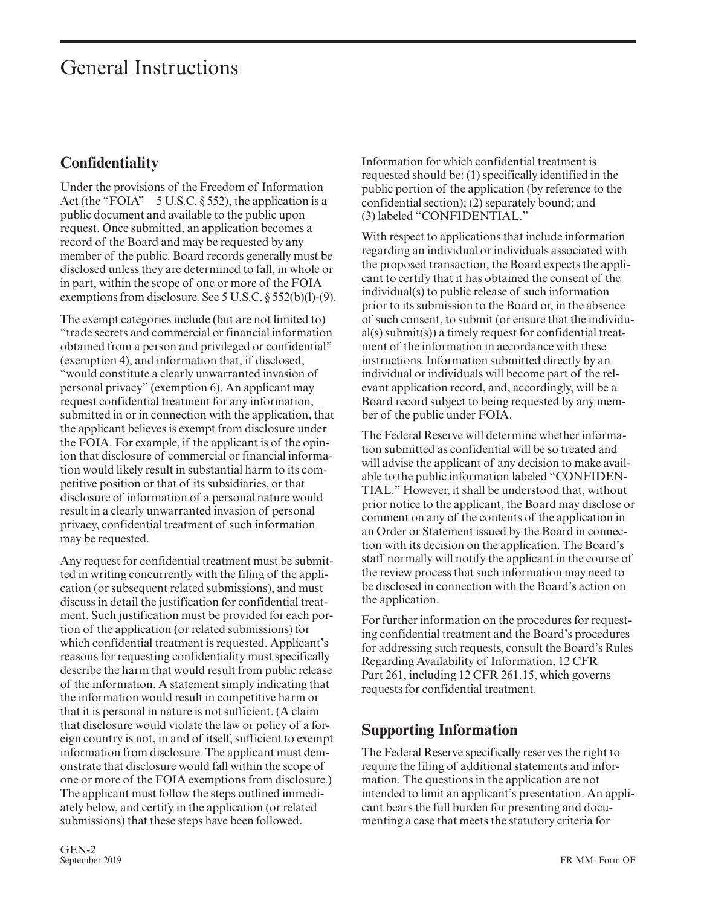# General Instructions

## Confidentiality

Under the provisions of the Freedom of Information Act (the "FOIA"—5 U.S.C. § 552), the application is a public document and available to the public upon request. Once submitted, an application becomes a record of the Board and may be requested by any member of the public. Board records generally must be disclosed unless they are determined to fall, in whole or in part, within the scope of one or more of the FOIA exemptions from disclosure. See 5 U.S.C. § 552(b)(l)-(9).

The exempt categories include (but are not limited to) "trade secrets and commercial or financial information obtained from a person and privileged or confidential" (exemption 4), and information that, if disclosed, "would constitute a clearly unwarranted invasion of personal privacy" (exemption 6). An applicant may request confidential treatment for any information, submitted in or in connection with the application, that the applicant believes is exempt from disclosure under the FOIA. For example, if the applicant is of the opinion that disclosure of commercial or financial information would likely result in substantial harm to its competitive position or that of its subsidiaries, or that disclosure of information of a personal nature would result in a clearly unwarranted invasion of personal privacy, confidential treatment of such information may be requested.

Any request for confidential treatment must be submitted in writing concurrently with the filing of the application (or subsequent related submissions), and must discuss in detail the justification for confidential treatment. Such justification must be provided for each portion of the application (or related submissions) for which confidential treatment is requested. Applicant's reasons for requesting confidentiality must specifically describe the harm that would result from public release of the information. A statement simply indicating that the information would result in competitive harm or that it is personal in nature is not sufficient. (A claim that disclosure would violate the law or policy of a foreign country is not, in and of itself, sufficient to exempt information from disclosure. The applicant must demonstrate that disclosure would fall within the scope of one or more of the FOIA exemptions from disclosure.) The applicant must follow the steps outlined immediately below, and certify in the application (or related submissions) that these steps have been followed.

Information for which confidential treatment is requested should be: (1) specifically identified in the public portion of the application (by reference to the confidential section); (2) separately bound; and (3) labeled "CONFIDENTIAL."

With respect to applications that include information regarding an individual or individuals associated with the proposed transaction, the Board expects the applicant to certify that it has obtained the consent of the individual(s) to public release of such information prior to its submission to the Board or, in the absence of such consent, to submit (or ensure that the individual(s) submit(s)) a timely request for confidential treatment of the information in accordance with these instructions. Information submitted directly by an individual or individuals will become part of the relevant application record, and, accordingly, will be a Board record subject to being requested by any member of the public under FOIA.

The Federal Reserve will determine whether information submitted as confidential will be so treated and will advise the applicant of any decision to make available to the public information labeled "CONFIDENTIAL." However, it shall be understood that, without prior notice to the applicant, the Board may disclose or comment on any of the contents of the application in an Order or Statement issued by the Board in connection with its decision on the application. The Board's staff normally will notify the applicant in the course of the review process that such information may need to be disclosed in connection with the Board's action on the application.

For further information on the procedures for requesting confidential treatment and the Board's procedures for addressing such requests, consult the Board's Rules Regarding Availability of Information, 12 CFR Part 261, including 12 CFR 261.15, which governs requests for confidential treatment.

## Supporting Information

The Federal Reserve specifically reserves the right to require the filing of additional statements and information. The questions in the application are not intended to limit an applicant's presentation. An applicant bears the full burden for presenting and documenting a case that meets the statutory criteria for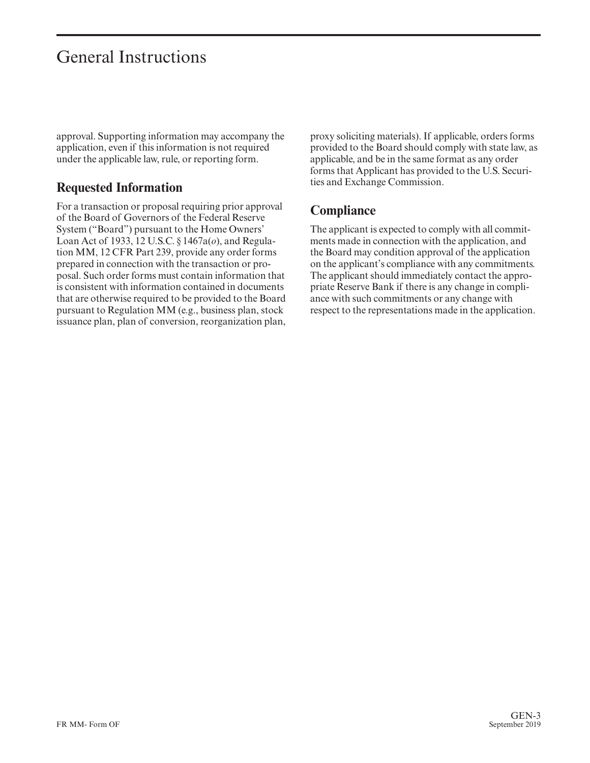approval. Supporting information may accompany the application, even if this information is not required under the applicable law, rule, or reporting form.

## Requested Information

For a transaction or proposal requiring prior approval of the Board of Governors of the Federal Reserve System ("Board") pursuant to the Home Owners' Loan Act of 1933, 12 U.S.C. § 1467a(*o*), and Regulation MM, 12 CFR Part 239, provide any order forms prepared in connection with the transaction or proposal. Such order forms must contain information that is consistent with information contained in documents that are otherwise required to be provided to the Board pursuant to Regulation MM (e.g., business plan, stock issuance plan, plan of conversion, reorganization plan, proxy soliciting materials). If applicable, orders forms provided to the Board should comply with state law, as applicable, and be in the same format as any order forms that Applicant has provided to the U.S. Securities and Exchange Commission.

## Compliance

The applicant is expected to comply with all commitments made in connection with the application, and the Board may condition approval of the application on the applicant's compliance with any commitments. The applicant should immediately contact the appropriate Reserve Bank if there is any change in compliance with such commitments or any change with respect to the representations made in the application.